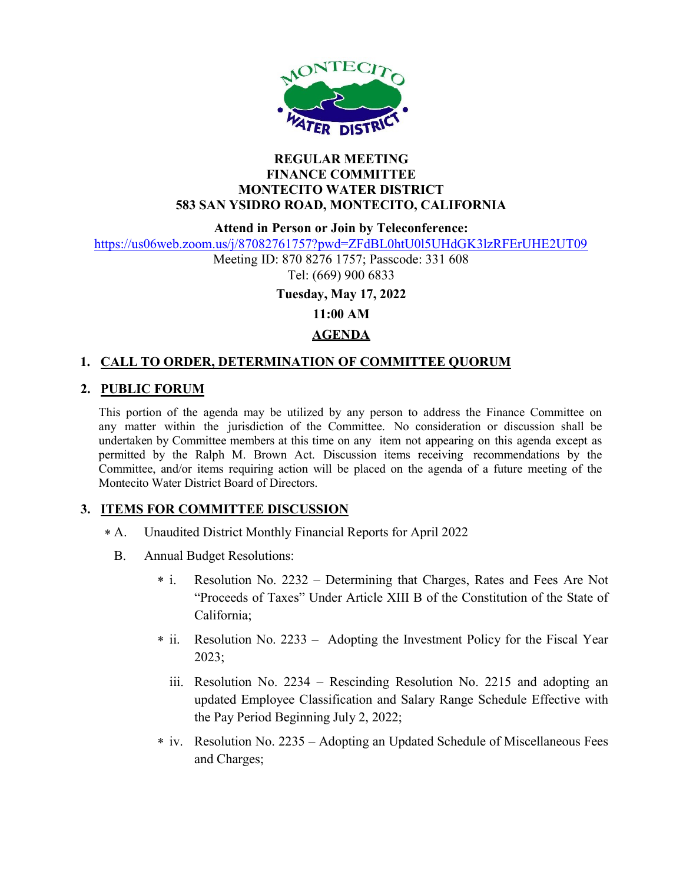# REGULAR MEETING
# FINANCE COMMITTEE
# MONTECITO WATER DISTRICT
# 583 SAN YSIDRO ROAD, MONTECITO, CALIFORNIA

**Attend in Person or Join by Teleconference:**

https://us06web.zoom.us/j/87082761757?pwd=ZFdBL0htU0l5UHdGK3lzRFErUHE2UT09

Meeting ID: 870 8276 1757; Passcode: 331 608

Tel: (669) 900 6833

**Tuesday, May 17, 2022**

**11:00 AM**

**AGENDA**

## 1. CALL TO ORDER, DETERMINATION OF COMMITTEE QUORUM

## 2. PUBLIC FORUM

This portion of the agenda may be utilized by any person to address the Finance Committee on any matter within the jurisdiction of the Committee. No consideration or discussion shall be undertaken by Committee members at this time on any item not appearing on this agenda except as permitted by the Ralph M. Brown Act. Discussion items receiving recommendations by the Committee, and/or items requiring action will be placed on the agenda of a future meeting of the Montecito Water District Board of Directors.

## 3. ITEMS FOR COMMITTEE DISCUSSION

∗ A. Unaudited District Monthly Financial Reports for April 2022

B. Annual Budget Resolutions:

∗ i. Resolution No. 2232 – Determining that Charges, Rates and Fees Are Not "Proceeds of Taxes" Under Article XIII B of the Constitution of the State of California;

∗ ii. Resolution No. 2233 – Adopting the Investment Policy for the Fiscal Year 2023;

iii. Resolution No. 2234 – Rescinding Resolution No. 2215 and adopting an updated Employee Classification and Salary Range Schedule Effective with the Pay Period Beginning July 2, 2022;

∗ iv. Resolution No. 2235 – Adopting an Updated Schedule of Miscellaneous Fees and Charges;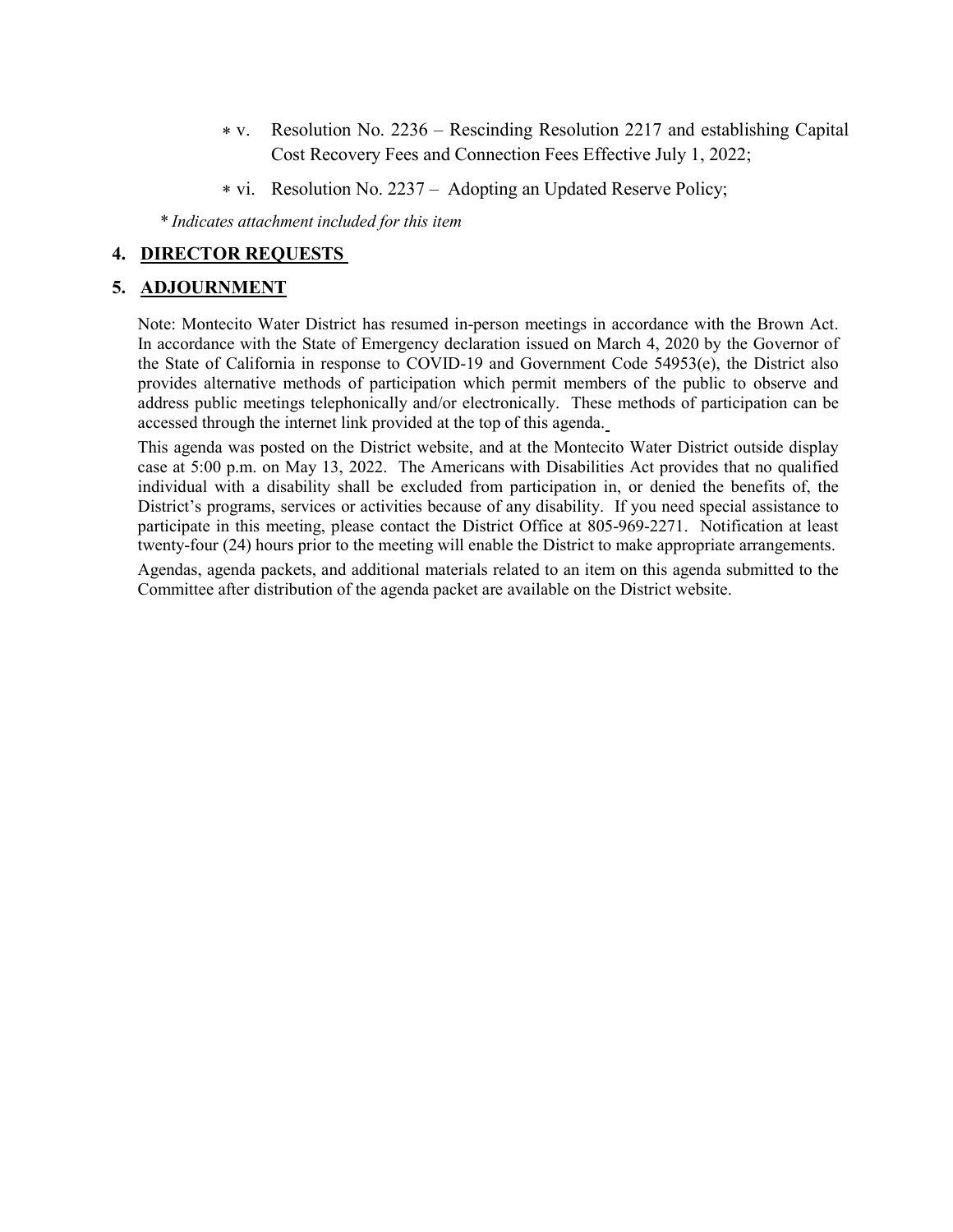∗ v. Resolution No. 2236 – Rescinding Resolution 2217 and establishing Capital Cost Recovery Fees and Connection Fees Effective July 1, 2022;

∗ vi. Resolution No. 2237 – Adopting an Updated Reserve Policy;

*\* Indicates attachment included for this item*

## 4. DIRECTOR REQUESTS

## 5. ADJOURNMENT

Note: Montecito Water District has resumed in-person meetings in accordance with the Brown Act. In accordance with the State of Emergency declaration issued on March 4, 2020 by the Governor of the State of California in response to COVID-19 and Government Code 54953(e), the District also provides alternative methods of participation which permit members of the public to observe and address public meetings telephonically and/or electronically. These methods of participation can be accessed through the internet link provided at the top of this agenda.

This agenda was posted on the District website, and at the Montecito Water District outside display case at 5:00 p.m. on May 13, 2022. The Americans with Disabilities Act provides that no qualified individual with a disability shall be excluded from participation in, or denied the benefits of, the District's programs, services or activities because of any disability. If you need special assistance to participate in this meeting, please contact the District Office at 805-969-2271. Notification at least twenty-four (24) hours prior to the meeting will enable the District to make appropriate arrangements.

Agendas, agenda packets, and additional materials related to an item on this agenda submitted to the Committee after distribution of the agenda packet are available on the District website.